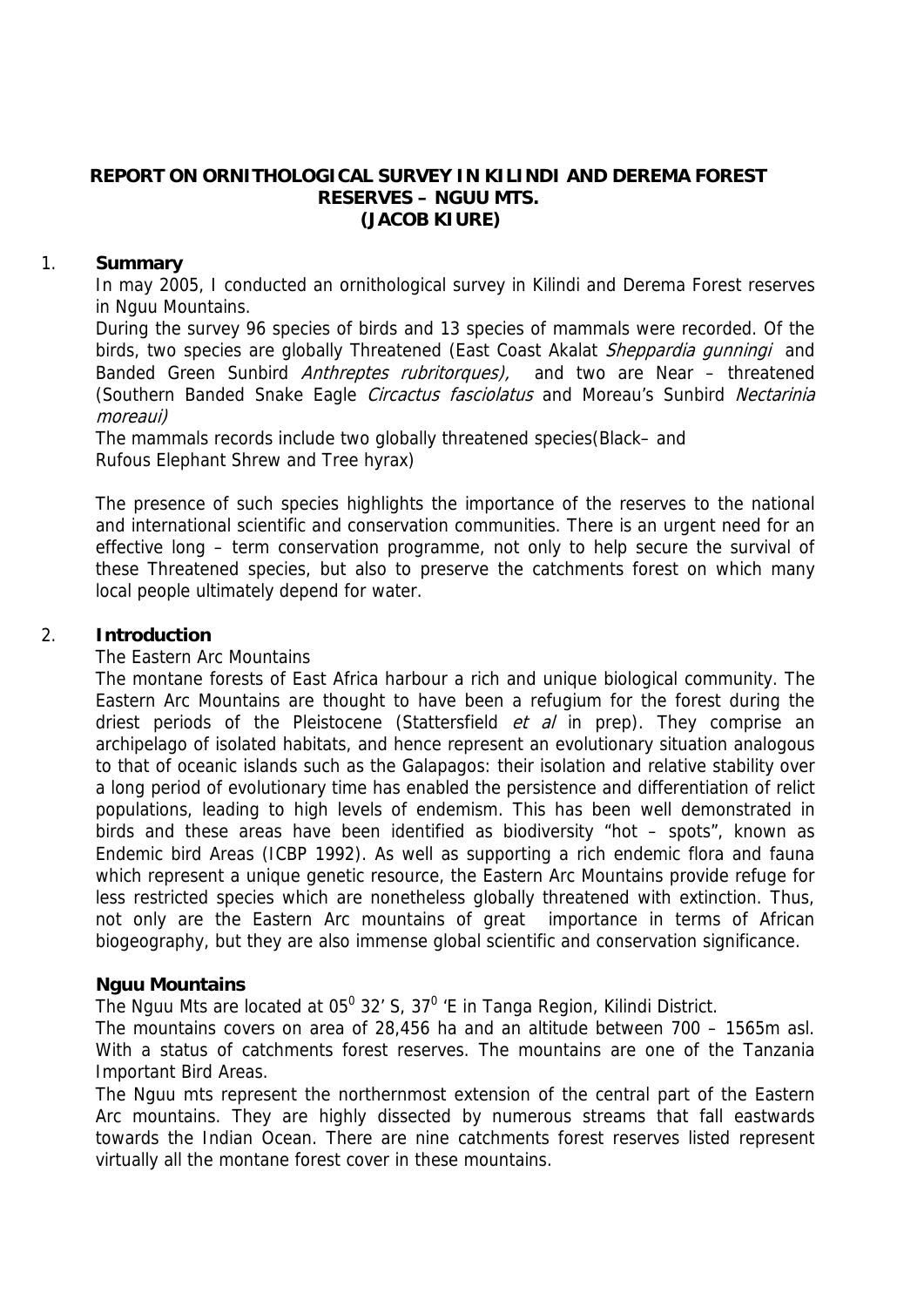# REPORT ON ORNITHOLOGICAL SURVEY IN KILINDI AND DEREMA FOREST RESERVES – NGUU MTS.
## (JACOB KIURE)

## 1. Summary

In may 2005, I conducted an ornithological survey in Kilindi and Derema Forest reserves in Nguu Mountains.

During the survey 96 species of birds and 13 species of mammals were recorded. Of the birds, two species are globally Threatened (East Coast Akalat *Sheppardia gunningi* and Banded Green Sunbird *Anthreptes rubritorques),* and two are Near – threatened (Southern Banded Snake Eagle *Circactus fasciolatus* and Moreau's Sunbird *Nectarinia moreaui)*

The mammals records include two globally threatened species(Black– and Rufous Elephant Shrew and Tree hyrax)

The presence of such species highlights the importance of the reserves to the national and international scientific and conservation communities. There is an urgent need for an effective long – term conservation programme, not only to help secure the survival of these Threatened species, but also to preserve the catchments forest on which many local people ultimately depend for water.

## 2. Introduction

The Eastern Arc Mountains

The montane forests of East Africa harbour a rich and unique biological community. The Eastern Arc Mountains are thought to have been a refugium for the forest during the driest periods of the Pleistocene (Stattersfield *et al* in prep). They comprise an archipelago of isolated habitats, and hence represent an evolutionary situation analogous to that of oceanic islands such as the Galapagos: their isolation and relative stability over a long period of evolutionary time has enabled the persistence and differentiation of relict populations, leading to high levels of endemism. This has been well demonstrated in birds and these areas have been identified as biodiversity "hot – spots", known as Endemic bird Areas (ICBP 1992). As well as supporting a rich endemic flora and fauna which represent a unique genetic resource, the Eastern Arc Mountains provide refuge for less restricted species which are nonetheless globally threatened with extinction. Thus, not only are the Eastern Arc mountains of great importance in terms of African biogeography, but they are also immense global scientific and conservation significance.

### Nguu Mountains

The Nguu Mts are located at $05^0$ 32' S, $37^0$ 'E in Tanga Region, Kilindi District.

The mountains covers on area of 28,456 ha and an altitude between 700 – 1565m asl. With a status of catchments forest reserves. The mountains are one of the Tanzania Important Bird Areas.

The Nguu mts represent the northernmost extension of the central part of the Eastern Arc mountains. They are highly dissected by numerous streams that fall eastwards towards the Indian Ocean. There are nine catchments forest reserves listed represent virtually all the montane forest cover in these mountains.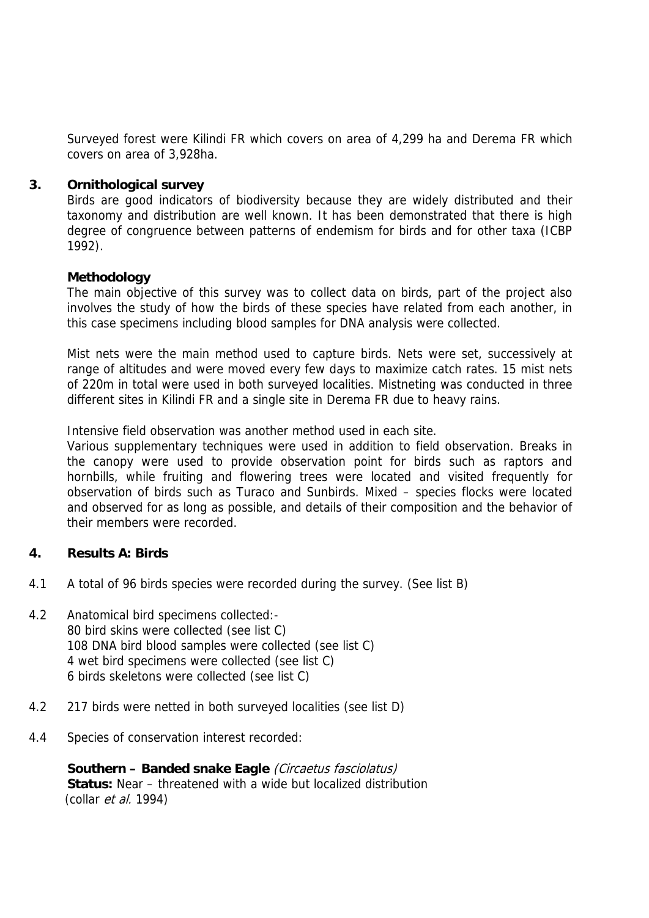Surveyed forest were Kilindi FR which covers on area of 4,299 ha and Derema FR which covers on area of 3,928ha.

## 3. Ornithological survey

Birds are good indicators of biodiversity because they are widely distributed and their taxonomy and distribution are well known. It has been demonstrated that there is high degree of congruence between patterns of endemism for birds and for other taxa (ICBP 1992).

### Methodology

The main objective of this survey was to collect data on birds, part of the project also involves the study of how the birds of these species have related from each another, in this case specimens including blood samples for DNA analysis were collected.

Mist nets were the main method used to capture birds. Nets were set, successively at range of altitudes and were moved every few days to maximize catch rates. 15 mist nets of 220m in total were used in both surveyed localities. Mistneting was conducted in three different sites in Kilindi FR and a single site in Derema FR due to heavy rains.

Intensive field observation was another method used in each site.
Various supplementary techniques were used in addition to field observation. Breaks in the canopy were used to provide observation point for birds such as raptors and hornbills, while fruiting and flowering trees were located and visited frequently for observation of birds such as Turaco and Sunbirds. Mixed – species flocks were located and observed for as long as possible, and details of their composition and the behavior of their members were recorded.

## 4. Results A: Birds

4.1 A total of 96 birds species were recorded during the survey. (See list B)

4.2 Anatomical bird specimens collected:-
80 bird skins were collected (see list C)
108 DNA bird blood samples were collected (see list C)
4 wet bird specimens were collected (see list C)
6 birds skeletons were collected (see list C)

4.2 217 birds were netted in both surveyed localities (see list D)

4.4 Species of conservation interest recorded:

**Southern – Banded snake Eagle** *(Circaetus fasciolatus)*
**Status:** Near – threatened with a wide but localized distribution (collar *et al.* 1994)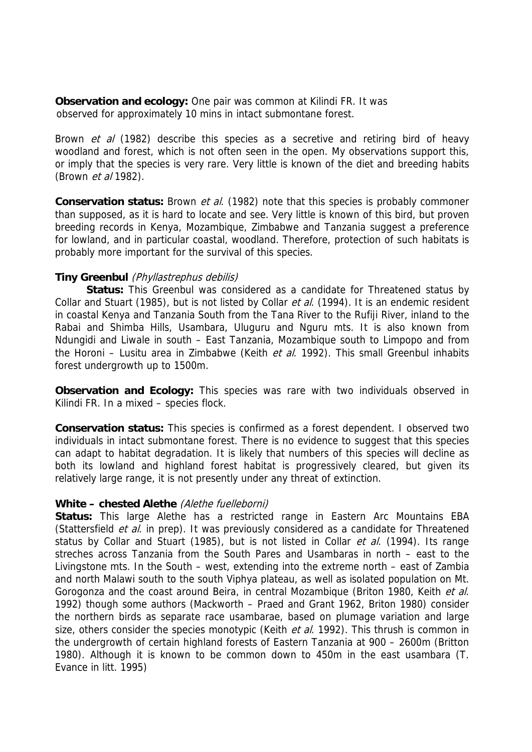**Observation and ecology:** One pair was common at Kilindi FR. It was observed for approximately 10 mins in intact submontane forest.

Brown *et al* (1982) describe this species as a secretive and retiring bird of heavy woodland and forest, which is not often seen in the open. My observations support this, or imply that the species is very rare. Very little is known of the diet and breeding habits (Brown *et al* 1982).

**Conservation status:** Brown *et al*. (1982) note that this species is probably commoner than supposed, as it is hard to locate and see. Very little is known of this bird, but proven breeding records in Kenya, Mozambique, Zimbabwe and Tanzania suggest a preference for lowland, and in particular coastal, woodland. Therefore, protection of such habitats is probably more important for the survival of this species.

**Tiny Greenbul** *(Phyllastrephus debilis)*

**Status:** This Greenbul was considered as a candidate for Threatened status by Collar and Stuart (1985), but is not listed by Collar *et al*. (1994). It is an endemic resident in coastal Kenya and Tanzania South from the Tana River to the Rufiji River, inland to the Rabai and Shimba Hills, Usambara, Uluguru and Nguru mts. It is also known from Ndungidi and Liwale in south – East Tanzania, Mozambique south to Limpopo and from the Horoni – Lusitu area in Zimbabwe (Keith *et al*. 1992). This small Greenbul inhabits forest undergrowth up to 1500m.

**Observation and Ecology:** This species was rare with two individuals observed in Kilindi FR. In a mixed – species flock.

**Conservation status:** This species is confirmed as a forest dependent. I observed two individuals in intact submontane forest. There is no evidence to suggest that this species can adapt to habitat degradation. It is likely that numbers of this species will decline as both its lowland and highland forest habitat is progressively cleared, but given its relatively large range, it is not presently under any threat of extinction.

**White – chested Alethe** *(Alethe fuelleborni)*

**Status:** This large Alethe has a restricted range in Eastern Arc Mountains EBA (Stattersfield *et al*. in prep). It was previously considered as a candidate for Threatened status by Collar and Stuart (1985), but is not listed in Collar *et al*. (1994). Its range streches across Tanzania from the South Pares and Usambaras in north – east to the Livingstone mts. In the South – west, extending into the extreme north – east of Zambia and north Malawi south to the south Viphya plateau, as well as isolated population on Mt. Gorogonza and the coast around Beira, in central Mozambique (Briton 1980, Keith *et al*. 1992) though some authors (Mackworth – Praed and Grant 1962, Briton 1980) consider the northern birds as separate race usambarae, based on plumage variation and large size, others consider the species monotypic (Keith *et al*. 1992). This thrush is common in the undergrowth of certain highland forests of Eastern Tanzania at 900 – 2600m (Britton 1980). Although it is known to be common down to 450m in the east usambara (T. Evance in litt. 1995)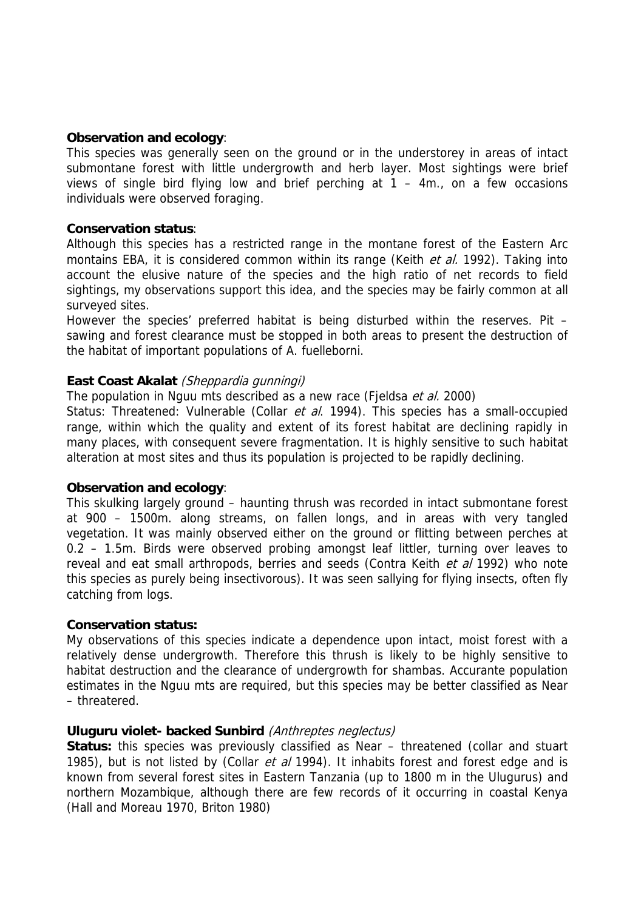**Observation and ecology**:

This species was generally seen on the ground or in the understorey in areas of intact submontane forest with little undergrowth and herb layer. Most sightings were brief views of single bird flying low and brief perching at 1 – 4m., on a few occasions individuals were observed foraging.

**Conservation status**:

Although this species has a restricted range in the montane forest of the Eastern Arc montains EBA, it is considered common within its range (Keith *et al.* 1992). Taking into account the elusive nature of the species and the high ratio of net records to field sightings, my observations support this idea, and the species may be fairly common at all surveyed sites.

However the species' preferred habitat is being disturbed within the reserves. Pit – sawing and forest clearance must be stopped in both areas to present the destruction of the habitat of important populations of A. fuelleborni.

**East Coast Akalat** *(Sheppardia gunningi)*

The population in Nguu mts described as a new race (Fjeldsa *et al.* 2000)

Status: Threatened: Vulnerable (Collar *et al.* 1994). This species has a small-occupied range, within which the quality and extent of its forest habitat are declining rapidly in many places, with consequent severe fragmentation. It is highly sensitive to such habitat alteration at most sites and thus its population is projected to be rapidly declining.

**Observation and ecology**:

This skulking largely ground – haunting thrush was recorded in intact submontane forest at 900 – 1500m. along streams, on fallen longs, and in areas with very tangled vegetation. It was mainly observed either on the ground or flitting between perches at 0.2 – 1.5m. Birds were observed probing amongst leaf littler, turning over leaves to reveal and eat small arthropods, berries and seeds (Contra Keith *et al* 1992) who note this species as purely being insectivorous). It was seen sallying for flying insects, often fly catching from logs.

**Conservation status:**

My observations of this species indicate a dependence upon intact, moist forest with a relatively dense undergrowth. Therefore this thrush is likely to be highly sensitive to habitat destruction and the clearance of undergrowth for shambas. Accurante population estimates in the Nguu mts are required, but this species may be better classified as Near – threatered.

**Uluguru violet- backed Sunbird** *(Anthreptes neglectus)*

**Status:** this species was previously classified as Near – threatened (collar and stuart 1985), but is not listed by (Collar *et al* 1994). It inhabits forest and forest edge and is known from several forest sites in Eastern Tanzania (up to 1800 m in the Ulugurus) and northern Mozambique, although there are few records of it occurring in coastal Kenya (Hall and Moreau 1970, Briton 1980)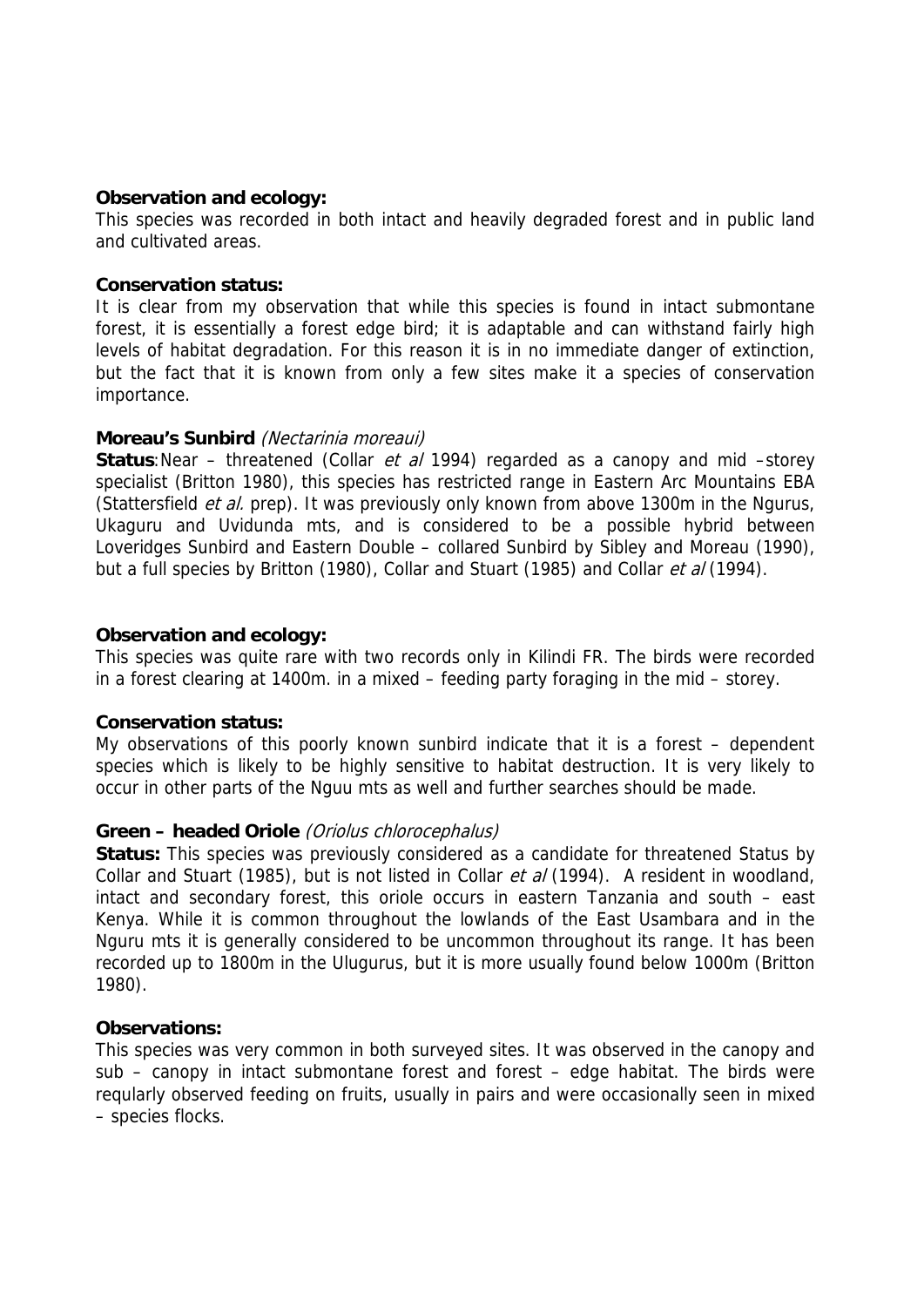**Observation and ecology:**
This species was recorded in both intact and heavily degraded forest and in public land and cultivated areas.

**Conservation status:**
It is clear from my observation that while this species is found in intact submontane forest, it is essentially a forest edge bird; it is adaptable and can withstand fairly high levels of habitat degradation. For this reason it is in no immediate danger of extinction, but the fact that it is known from only a few sites make it a species of conservation importance.

**Moreau's Sunbird** *(Nectarinia moreaui)*
**Status**:Near – threatened (Collar *et al* 1994) regarded as a canopy and mid –storey specialist (Britton 1980), this species has restricted range in Eastern Arc Mountains EBA (Stattersfield *et al.* prep). It was previously only known from above 1300m in the Ngurus, Ukaguru and Uvidunda mts, and is considered to be a possible hybrid between Loveridges Sunbird and Eastern Double – collared Sunbird by Sibley and Moreau (1990), but a full species by Britton (1980), Collar and Stuart (1985) and Collar *et al* (1994).

**Observation and ecology:**
This species was quite rare with two records only in Kilindi FR. The birds were recorded in a forest clearing at 1400m. in a mixed – feeding party foraging in the mid – storey.

**Conservation status:**
My observations of this poorly known sunbird indicate that it is a forest – dependent species which is likely to be highly sensitive to habitat destruction. It is very likely to occur in other parts of the Nguu mts as well and further searches should be made.

**Green – headed Oriole** *(Oriolus chlorocephalus)*
**Status:** This species was previously considered as a candidate for threatened Status by Collar and Stuart (1985), but is not listed in Collar *et al* (1994). A resident in woodland, intact and secondary forest, this oriole occurs in eastern Tanzania and south – east Kenya. While it is common throughout the lowlands of the East Usambara and in the Nguru mts it is generally considered to be uncommon throughout its range. It has been recorded up to 1800m in the Ulugurus, but it is more usually found below 1000m (Britton 1980).

**Observations:**
This species was very common in both surveyed sites. It was observed in the canopy and sub – canopy in intact submontane forest and forest – edge habitat. The birds were regularly observed feeding on fruits, usually in pairs and were occasionally seen in mixed – species flocks.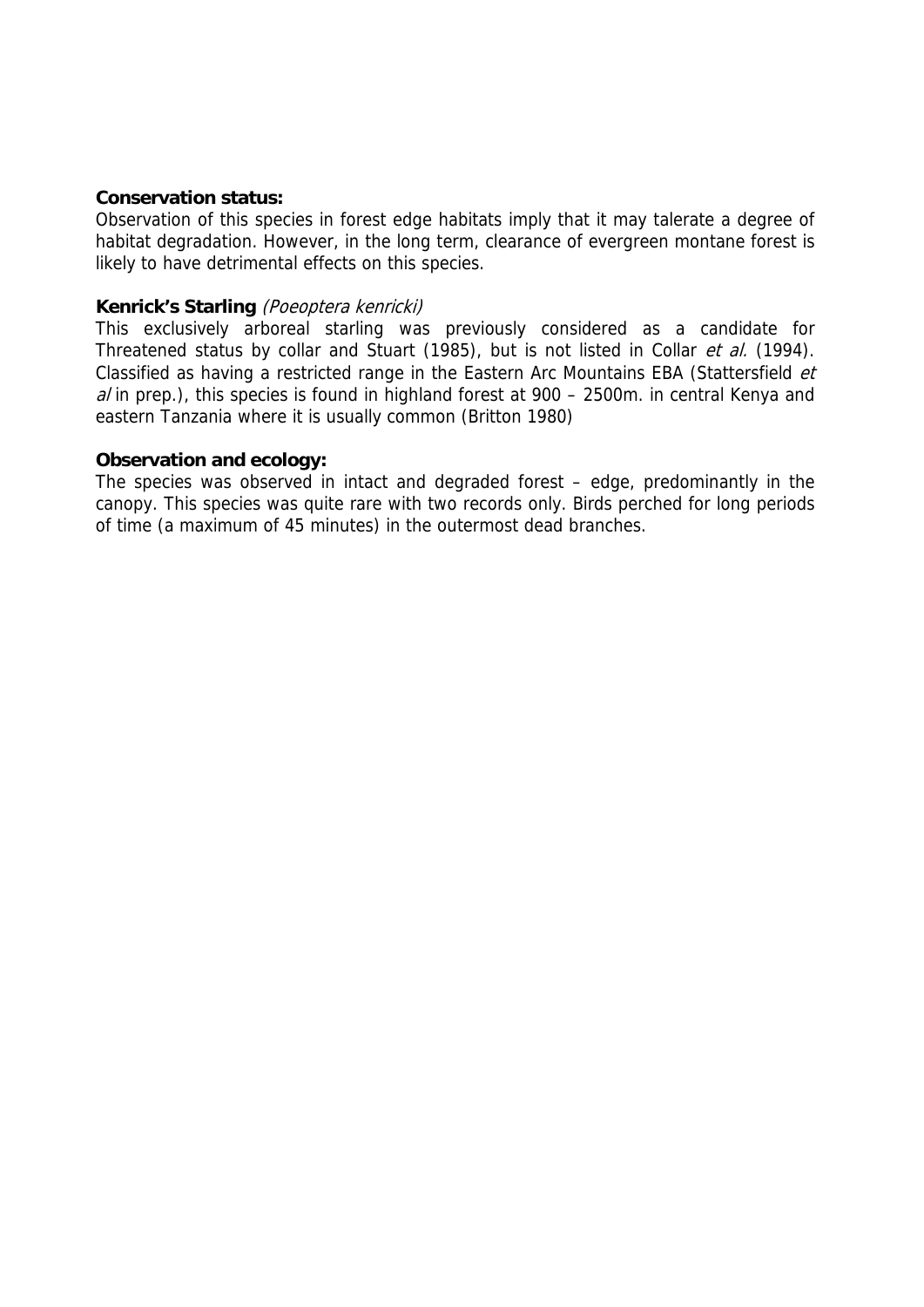**Conservation status:**

Observation of this species in forest edge habitats imply that it may talerate a degree of habitat degradation. However, in the long term, clearance of evergreen montane forest is likely to have detrimental effects on this species.

**Kenrick's Starling** *(Poeoptera kenricki)*

This exclusively arboreal starling was previously considered as a candidate for Threatened status by collar and Stuart (1985), but is not listed in Collar *et al.* (1994). Classified as having a restricted range in the Eastern Arc Mountains EBA (Stattersfield *et al* in prep.), this species is found in highland forest at 900 – 2500m. in central Kenya and eastern Tanzania where it is usually common (Britton 1980)

**Observation and ecology:**

The species was observed in intact and degraded forest – edge, predominantly in the canopy. This species was quite rare with two records only. Birds perched for long periods of time (a maximum of 45 minutes) in the outermost dead branches.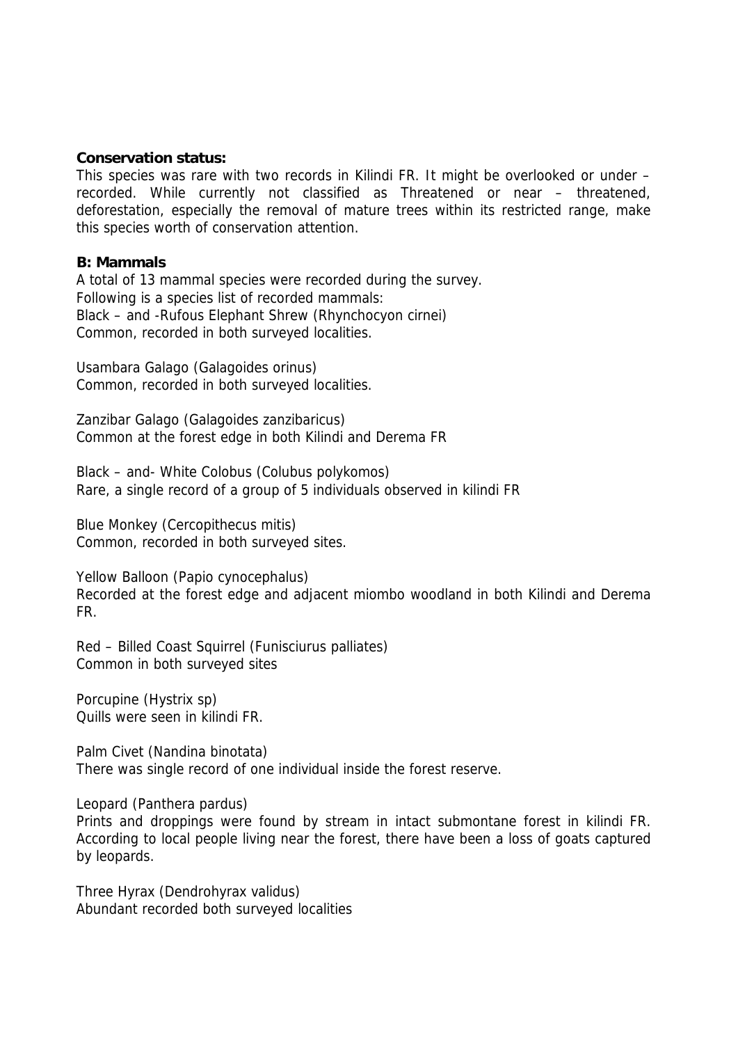**Conservation status:**

This species was rare with two records in Kilindi FR. It might be overlooked or under – recorded. While currently not classified as Threatened or near – threatened, deforestation, especially the removal of mature trees within its restricted range, make this species worth of conservation attention.

**B: Mammals**

A total of 13 mammal species were recorded during the survey.
Following is a species list of recorded mammals:
Black – and -Rufous Elephant Shrew (Rhynchocyon cirnei)
Common, recorded in both surveyed localities.

Usambara Galago (Galagoides orinus)
Common, recorded in both surveyed localities.

Zanzibar Galago (Galagoides zanzibaricus)
Common at the forest edge in both Kilindi and Derema FR

Black – and- White Colobus (Colubus polykomos)
Rare, a single record of a group of 5 individuals observed in kilindi FR

Blue Monkey (Cercopithecus mitis)
Common, recorded in both surveyed sites.

Yellow Balloon (Papio cynocephalus)
Recorded at the forest edge and adjacent miombo woodland in both Kilindi and Derema FR.

Red – Billed Coast Squirrel (Funisciurus palliates)
Common in both surveyed sites

Porcupine (Hystrix sp)
Quills were seen in kilindi FR.

Palm Civet (Nandina binotata)
There was single record of one individual inside the forest reserve.

Leopard (Panthera pardus)
Prints and droppings were found by stream in intact submontane forest in kilindi FR. According to local people living near the forest, there have been a loss of goats captured by leopards.

Three Hyrax (Dendrohyrax validus)
Abundant recorded both surveyed localities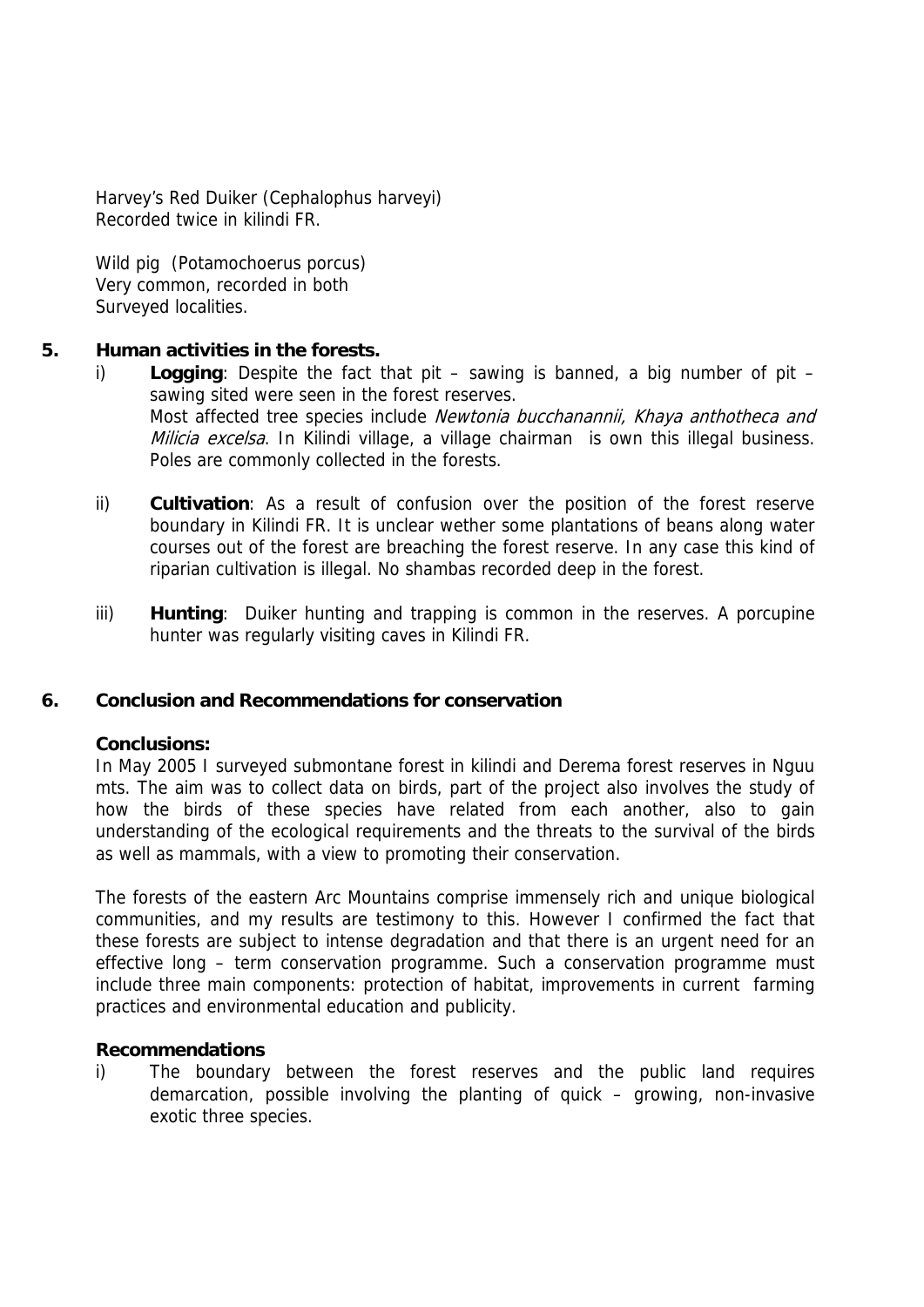Harvey's Red Duiker (Cephalophus harveyi)
Recorded twice in kilindi FR.

Wild pig (Potamochoerus porcus)
Very common, recorded in both
Surveyed localities.

## 5. Human activities in the forests.

i) **Logging**: Despite the fact that pit – sawing is banned, a big number of pit – sawing sited were seen in the forest reserves.
Most affected tree species include *Newtonia bucchanannii, Khaya anthotheca and Milicia excelsa*. In Kilindi village, a village chairman is own this illegal business. Poles are commonly collected in the forests.

ii) **Cultivation**: As a result of confusion over the position of the forest reserve boundary in Kilindi FR. It is unclear wether some plantations of beans along water courses out of the forest are breaching the forest reserve. In any case this kind of riparian cultivation is illegal. No shambas recorded deep in the forest.

iii) **Hunting**: Duiker hunting and trapping is common in the reserves. A porcupine hunter was regularly visiting caves in Kilindi FR.

## 6. Conclusion and Recommendations for conservation

### Conclusions:

In May 2005 I surveyed submontane forest in kilindi and Derema forest reserves in Nguu mts. The aim was to collect data on birds, part of the project also involves the study of how the birds of these species have related from each another, also to gain understanding of the ecological requirements and the threats to the survival of the birds as well as mammals, with a view to promoting their conservation.

The forests of the eastern Arc Mountains comprise immensely rich and unique biological communities, and my results are testimony to this. However I confirmed the fact that these forests are subject to intense degradation and that there is an urgent need for an effective long – term conservation programme. Such a conservation programme must include three main components: protection of habitat, improvements in current farming practices and environmental education and publicity.

### Recommendations

i) The boundary between the forest reserves and the public land requires demarcation, possible involving the planting of quick – growing, non-invasive exotic three species.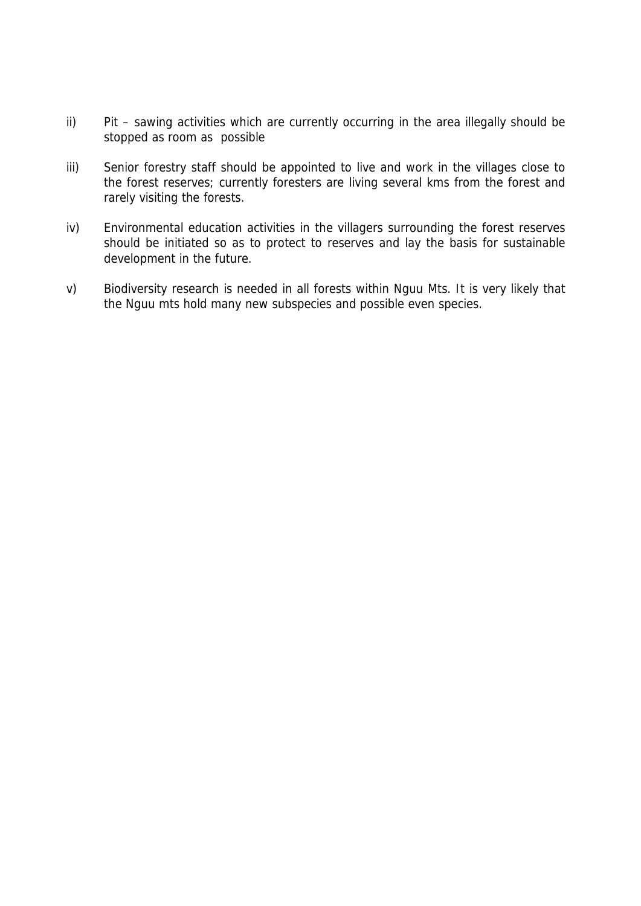ii) Pit – sawing activities which are currently occurring in the area illegally should be stopped as room as possible

iii) Senior forestry staff should be appointed to live and work in the villages close to the forest reserves; currently foresters are living several kms from the forest and rarely visiting the forests.

iv) Environmental education activities in the villagers surrounding the forest reserves should be initiated so as to protect to reserves and lay the basis for sustainable development in the future.

v) Biodiversity research is needed in all forests within Nguu Mts. It is very likely that the Nguu mts hold many new subspecies and possible even species.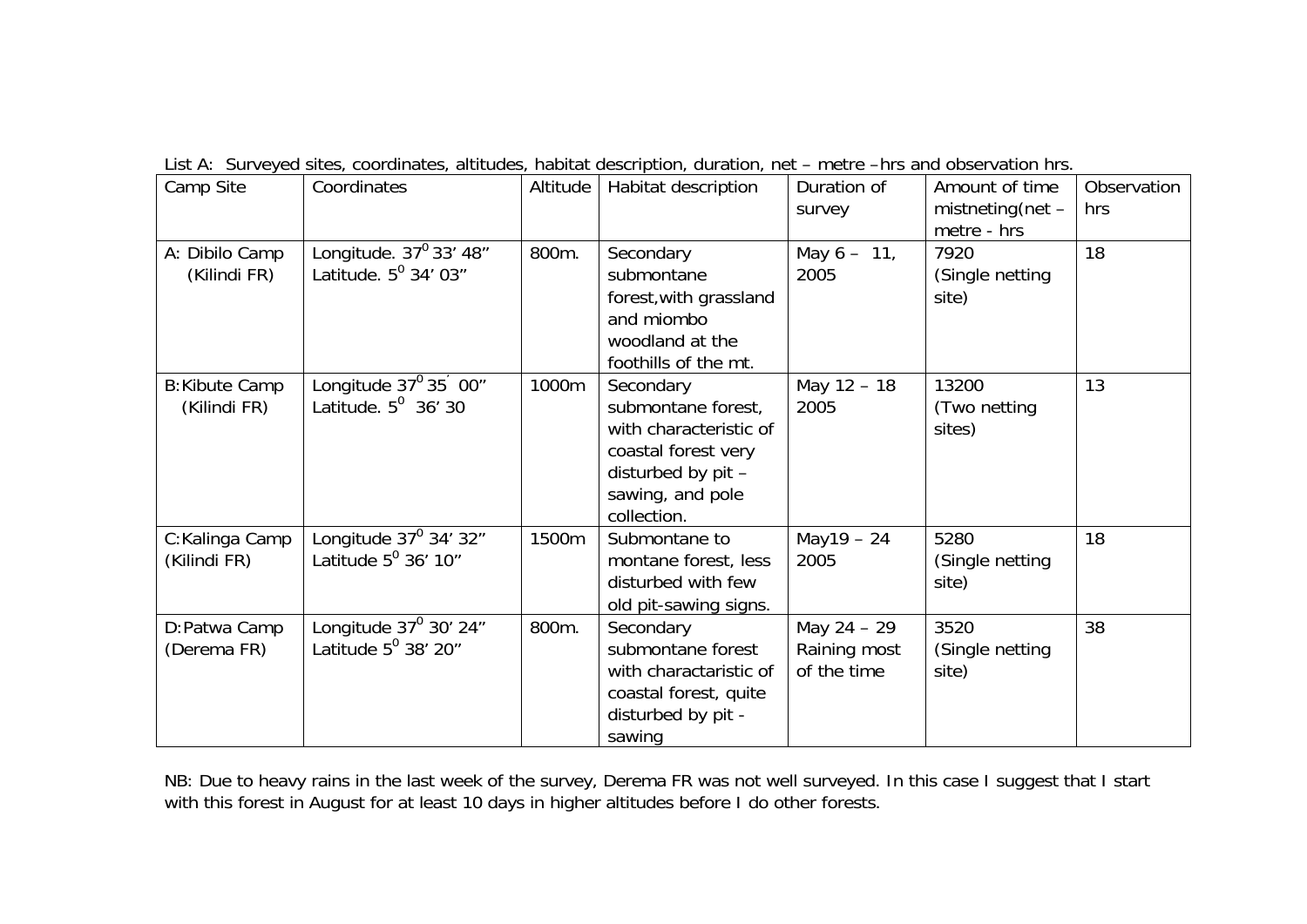List A: Surveyed sites, coordinates, altitudes, habitat description, duration, net – metre –hrs and observation hrs.

| Camp Site | Coordinates | Altitude | Habitat description | Duration of survey | Amount of time mistneting(net – metre - hrs | Observation hrs |
|---|---|---|---|---|---|---|
| A: Dibilo Camp (Kilindi FR) | Longitude. $37^0$ 33' 48" Latitude. $5^0$ 34' 03" | 800m. | Secondary submontane forest,with grassland and miombo woodland at the foothills of the mt. | May 6 – 11, 2005 | 7920 (Single netting site) | 18 |
| B: Kibute Camp (Kilindi FR) | Longitude $37^0$ 35' 00" Latitude. $5^0$ 36' 30 | 1000m | Secondary submontane forest, with characteristic of coastal forest very disturbed by pit – sawing, and pole collection. | May 12 – 18 2005 | 13200 (Two netting sites) | 13 |
| C: Kalinga Camp (Kilindi FR) | Longitude $37^0$ 34' 32" Latitude $5^0$ 36' 10" | 1500m | Submontane to montane forest, less disturbed with few old pit-sawing signs. | May19 – 24 2005 | 5280 (Single netting site) | 18 |
| D: Patwa Camp (Derema FR) | Longitude $37^0$ 30' 24" Latitude $5^0$ 38' 20" | 800m. | Secondary submontane forest with charactaristic of coastal forest, quite disturbed by pit - sawing | May 24 – 29 Raining most of the time | 3520 (Single netting site) | 38 |

NB: Due to heavy rains in the last week of the survey, Derema FR was not well surveyed. In this case I suggest that I start with this forest in August for at least 10 days in higher altitudes before I do other forests.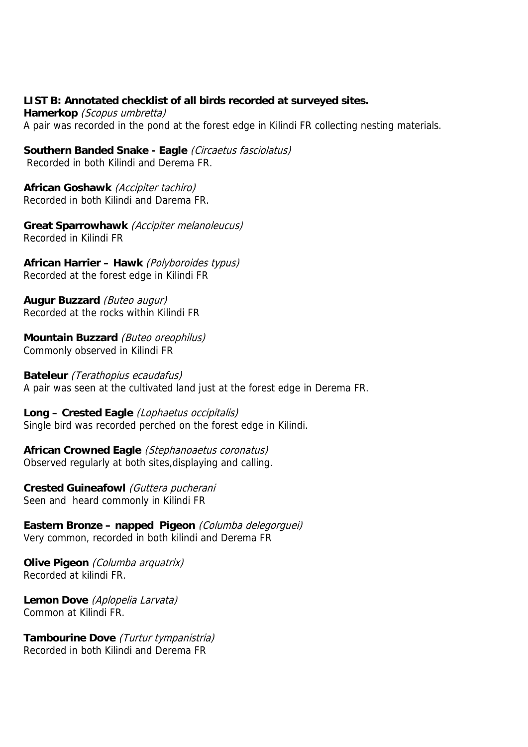**LIST B: Annotated checklist of all birds recorded at surveyed sites.**

**Hamerkop** *(Scopus umbretta)*
A pair was recorded in the pond at the forest edge in Kilindi FR collecting nesting materials.

**Southern Banded Snake - Eagle** *(Circaetus fasciolatus)*
Recorded in both Kilindi and Derema FR.

**African Goshawk** *(Accipiter tachiro)*
Recorded in both Kilindi and Darema FR.

**Great Sparrowhawk** *(Accipiter melanoleucus)*
Recorded in Kilindi FR

**African Harrier – Hawk** *(Polyboroides typus)*
Recorded at the forest edge in Kilindi FR

**Augur Buzzard** *(Buteo augur)*
Recorded at the rocks within Kilindi FR

**Mountain Buzzard** *(Buteo oreophilus)*
Commonly observed in Kilindi FR

**Bateleur** *(Terathopius ecaudafus)*
A pair was seen at the cultivated land just at the forest edge in Derema FR.

**Long – Crested Eagle** *(Lophaetus occipitalis)*
Single bird was recorded perched on the forest edge in Kilindi.

**African Crowned Eagle** *(Stephanoaetus coronatus)*
Observed regularly at both sites,displaying and calling.

**Crested Guineafowl** *(Guttera pucherani*
Seen and heard commonly in Kilindi FR

**Eastern Bronze – napped Pigeon** *(Columba delegorguei)*
Very common, recorded in both kilindi and Derema FR

**Olive Pigeon** *(Columba arquatrix)*
Recorded at kilindi FR.

**Lemon Dove** *(Aplopelia Larvata)*
Common at Kilindi FR.

**Tambourine Dove** *(Turtur tympanistria)*
Recorded in both Kilindi and Derema FR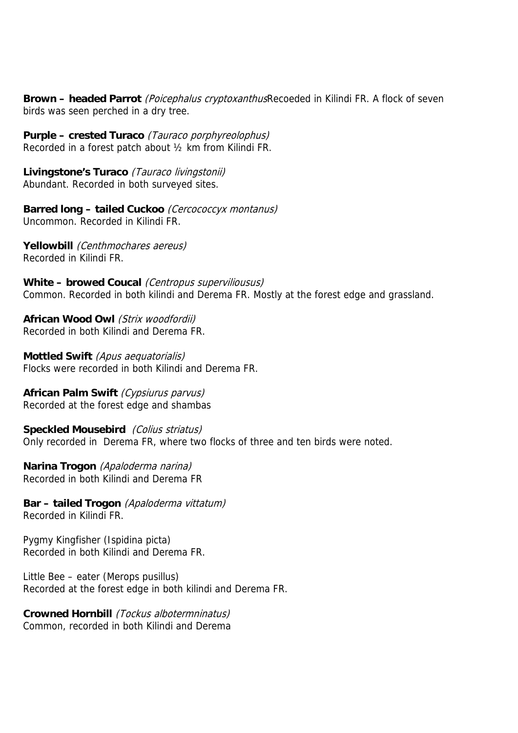**Brown – headed Parrot** *(Poicephalus cryptoxanthus*Recoeded in Kilindi FR. A flock of seven birds was seen perched in a dry tree.

**Purple – crested Turaco** *(Tauraco porphyreolophus)*
Recorded in a forest patch about ½ km from Kilindi FR.

**Livingstone's Turaco** *(Tauraco livingstonii)*
Abundant. Recorded in both surveyed sites.

**Barred long – tailed Cuckoo** *(Cercococcyx montanus)*
Uncommon. Recorded in Kilindi FR.

**Yellowbill** *(Centhmochares aereus)*
Recorded in Kilindi FR.

**White – browed Coucal** *(Centropus superviliousus)*
Common. Recorded in both kilindi and Derema FR. Mostly at the forest edge and grassland.

**African Wood Owl** *(Strix woodfordii)*
Recorded in both Kilindi and Derema FR.

**Mottled Swift** *(Apus aequatorialis)*
Flocks were recorded in both Kilindi and Derema FR.

**African Palm Swift** *(Cypsiurus parvus)*
Recorded at the forest edge and shambas

**Speckled Mousebird** *(Colius striatus)*
Only recorded in Derema FR, where two flocks of three and ten birds were noted.

**Narina Trogon** *(Apaloderma narina)*
Recorded in both Kilindi and Derema FR

**Bar – tailed Trogon** *(Apaloderma vittatum)*
Recorded in Kilindi FR.

Pygmy Kingfisher (Ispidina picta)
Recorded in both Kilindi and Derema FR.

Little Bee – eater (Merops pusillus)
Recorded at the forest edge in both kilindi and Derema FR.

**Crowned Hornbill** *(Tockus albotermninatus)*
Common, recorded in both Kilindi and Derema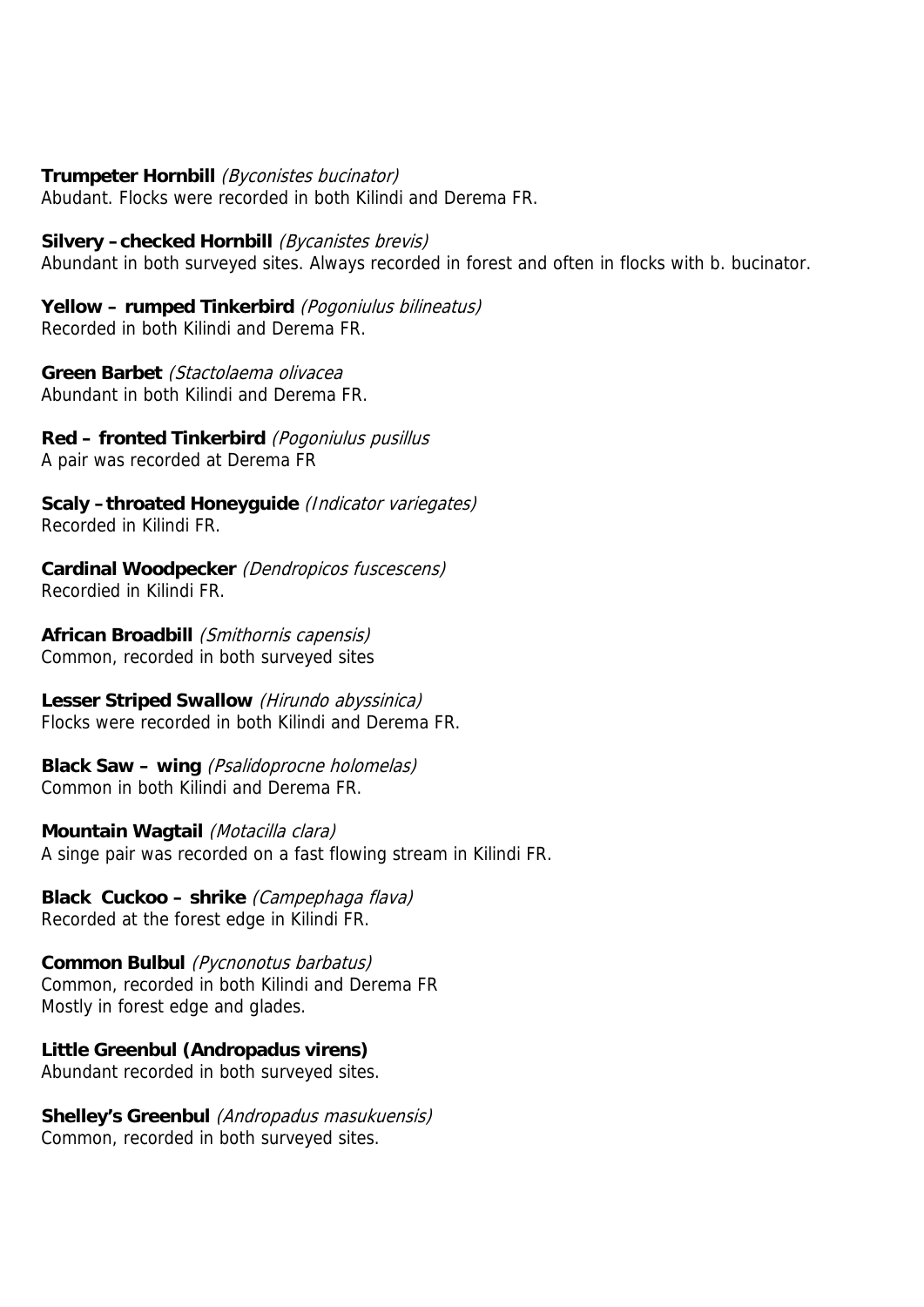**Trumpeter Hornbill** *(Byconistes bucinator)*
Abudant. Flocks were recorded in both Kilindi and Derema FR.

**Silvery – checked Hornbill** *(Bycanistes brevis)*
Abundant in both surveyed sites. Always recorded in forest and often in flocks with b. bucinator.

**Yellow – rumped Tinkerbird** *(Pogoniulus bilineatus)*
Recorded in both Kilindi and Derema FR.

**Green Barbet** *(Stactolaema olivacea*
Abundant in both Kilindi and Derema FR.

**Red – fronted Tinkerbird** *(Pogoniulus pusillus*
A pair was recorded at Derema FR

**Scaly – throated Honeyguide** *(Indicator variegates)*
Recorded in Kilindi FR.

**Cardinal Woodpecker** *(Dendropicos fuscescens)*
Recordied in Kilindi FR.

**African Broadbill** *(Smithornis capensis)*
Common, recorded in both surveyed sites

**Lesser Striped Swallow** *(Hirundo abyssinica)*
Flocks were recorded in both Kilindi and Derema FR.

**Black Saw – wing** *(Psalidoprocne holomelas)*
Common in both Kilindi and Derema FR.

**Mountain Wagtail** *(Motacilla clara)*
A singe pair was recorded on a fast flowing stream in Kilindi FR.

**Black Cuckoo – shrike** *(Campephaga flava)*
Recorded at the forest edge in Kilindi FR.

**Common Bulbul** *(Pycnonotus barbatus)*
Common, recorded in both Kilindi and Derema FR
Mostly in forest edge and glades.

**Little Greenbul (Andropadus virens)**
Abundant recorded in both surveyed sites.

**Shelley's Greenbul** *(Andropadus masukuensis)*
Common, recorded in both surveyed sites.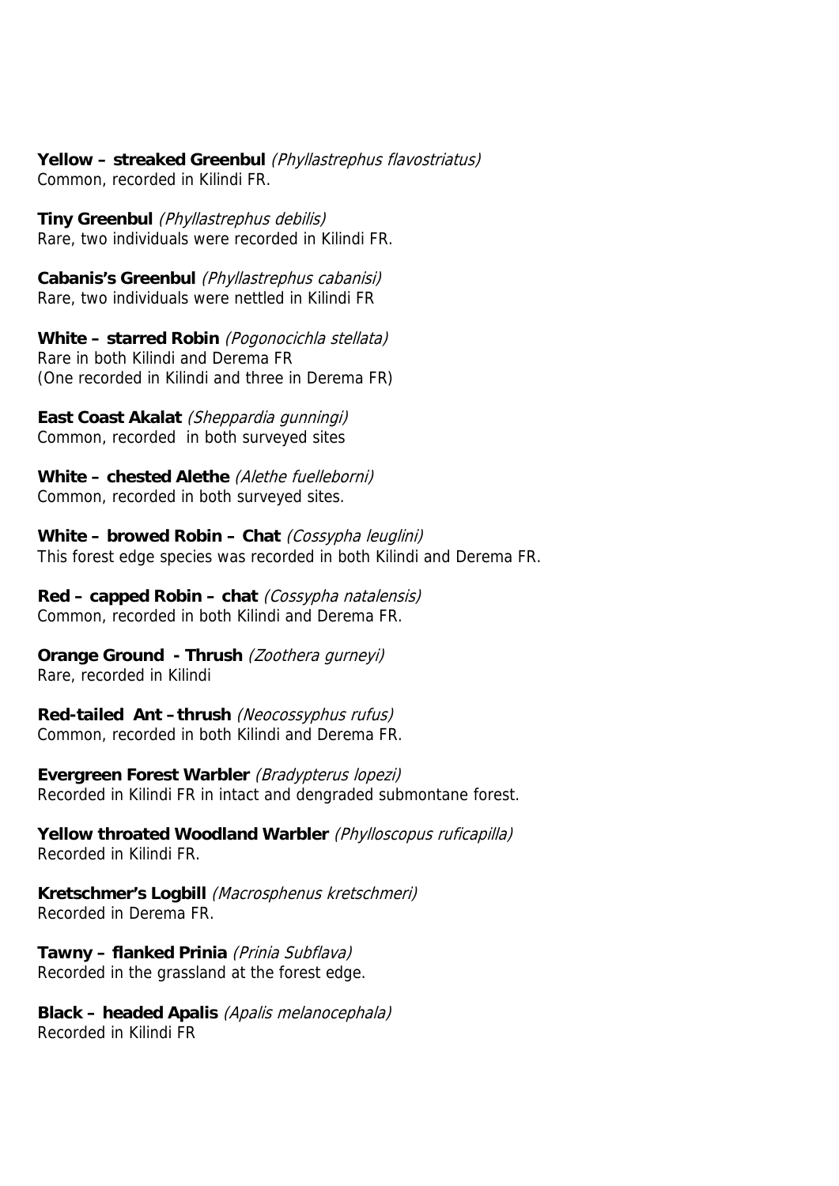**Yellow – streaked Greenbul** *(Phyllastrephus flavostriatus)*
Common, recorded in Kilindi FR.

**Tiny Greenbul** *(Phyllastrephus debilis)*
Rare, two individuals were recorded in Kilindi FR.

**Cabanis's Greenbul** *(Phyllastrephus cabanisi)*
Rare, two individuals were nettled in Kilindi FR

**White – starred Robin** *(Pogonocichla stellata)*
Rare in both Kilindi and Derema FR
(One recorded in Kilindi and three in Derema FR)

**East Coast Akalat** *(Sheppardia gunningi)*
Common, recorded in both surveyed sites

**White – chested Alethe** *(Alethe fuelleborni)*
Common, recorded in both surveyed sites.

**White – browed Robin – Chat** *(Cossypha leuglini)*
This forest edge species was recorded in both Kilindi and Derema FR.

**Red – capped Robin – chat** *(Cossypha natalensis)*
Common, recorded in both Kilindi and Derema FR.

**Orange Ground - Thrush** *(Zoothera gurneyi)*
Rare, recorded in Kilindi

**Red-tailed Ant – thrush** *(Neocossyphus rufus)*
Common, recorded in both Kilindi and Derema FR.

**Evergreen Forest Warbler** *(Bradypterus lopezi)*
Recorded in Kilindi FR in intact and dengraded submontane forest.

**Yellow throated Woodland Warbler** *(Phylloscopus ruficapilla)*
Recorded in Kilindi FR.

**Kretschmer's Logbill** *(Macrosphenus kretschmeri)*
Recorded in Derema FR.

**Tawny – flanked Prinia** *(Prinia Subflava)*
Recorded in the grassland at the forest edge.

**Black – headed Apalis** *(Apalis melanocephala)*
Recorded in Kilindi FR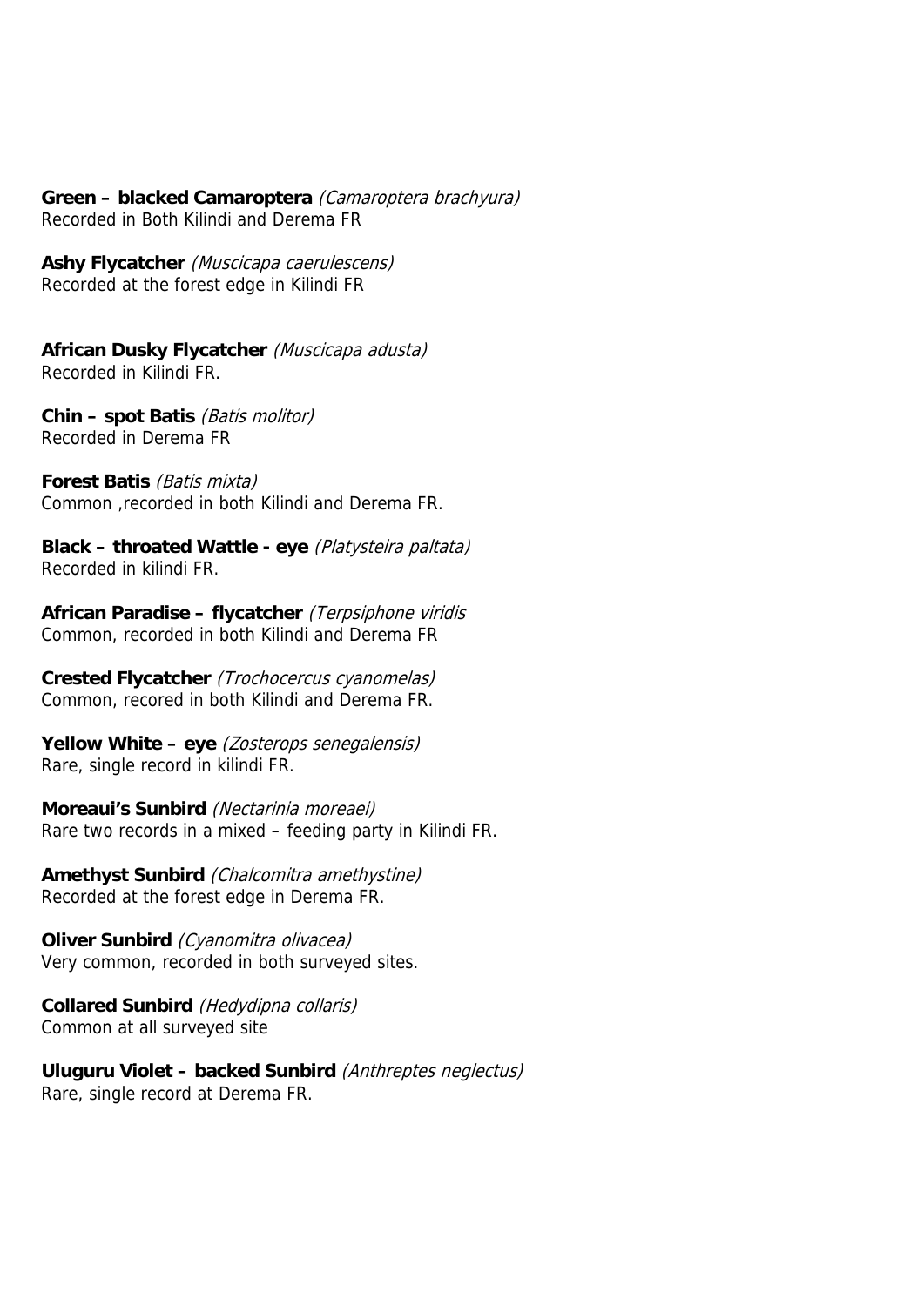**Green – blacked Camaroptera** *(Camaroptera brachyura)*
Recorded in Both Kilindi and Derema FR

**Ashy Flycatcher** *(Muscicapa caerulescens)*
Recorded at the forest edge in Kilindi FR

**African Dusky Flycatcher** *(Muscicapa adusta)*
Recorded in Kilindi FR.

**Chin – spot Batis** *(Batis molitor)*
Recorded in Derema FR

**Forest Batis** *(Batis mixta)*
Common ,recorded in both Kilindi and Derema FR.

**Black – throated Wattle - eye** *(Platysteira paltata)*
Recorded in kilindi FR.

**African Paradise – flycatcher** *(Terpsiphone viridis*
Common, recorded in both Kilindi and Derema FR

**Crested Flycatcher** *(Trochocercus cyanomelas)*
Common, recored in both Kilindi and Derema FR.

**Yellow White – eye** *(Zosterops senegalensis)*
Rare, single record in kilindi FR.

**Moreaui's Sunbird** *(Nectarinia moreaei)*
Rare two records in a mixed – feeding party in Kilindi FR.

**Amethyst Sunbird** *(Chalcomitra amethystine)*
Recorded at the forest edge in Derema FR.

**Oliver Sunbird** *(Cyanomitra olivacea)*
Very common, recorded in both surveyed sites.

**Collared Sunbird** *(Hedydipna collaris)*
Common at all surveyed site

**Uluguru Violet – backed Sunbird** *(Anthreptes neglectus)*
Rare, single record at Derema FR.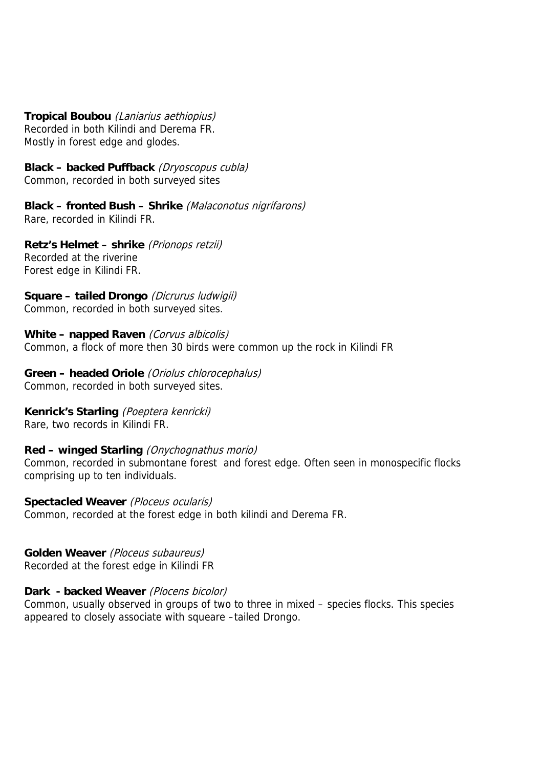**Tropical Boubou** *(Laniarius aethiopius)*
Recorded in both Kilindi and Derema FR.
Mostly in forest edge and glodes.

**Black – backed Puffback** *(Dryoscopus cubla)*
Common, recorded in both surveyed sites

**Black – fronted Bush – Shrike** *(Malaconotus nigrifarons)*
Rare, recorded in Kilindi FR.

**Retz's Helmet – shrike** *(Prionops retzii)*
Recorded at the riverine
Forest edge in Kilindi FR.

**Square – tailed Drongo** *(Dicrurus ludwigii)*
Common, recorded in both surveyed sites.

**White – napped Raven** *(Corvus albicolis)*
Common, a flock of more then 30 birds were common up the rock in Kilindi FR

**Green – headed Oriole** *(Oriolus chlorocephalus)*
Common, recorded in both surveyed sites.

**Kenrick's Starling** *(Poeptera kenricki)*
Rare, two records in Kilindi FR.

**Red – winged Starling** *(Onychognathus morio)*
Common, recorded in submontane forest and forest edge. Often seen in monospecific flocks comprising up to ten individuals.

**Spectacled Weaver** *(Ploceus ocularis)*
Common, recorded at the forest edge in both kilindi and Derema FR.

**Golden Weaver** *(Ploceus subaureus)*
Recorded at the forest edge in Kilindi FR

**Dark - backed Weaver** *(Plocens bicolor)*
Common, usually observed in groups of two to three in mixed – species flocks. This species appeared to closely associate with squeare –tailed Drongo.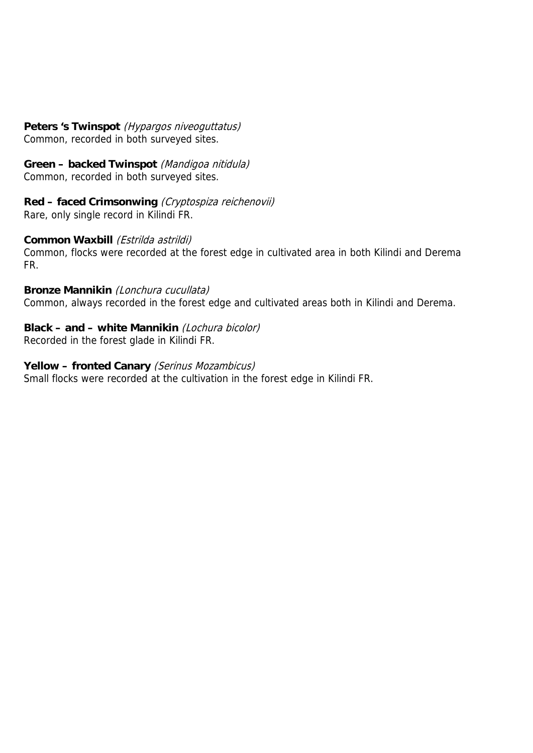**Peters 's Twinspot** *(Hypargos niveoguttatus)*
Common, recorded in both surveyed sites.

**Green – backed Twinspot** *(Mandigoa nitidula)*
Common, recorded in both surveyed sites.

**Red – faced Crimsonwing** *(Cryptospiza reichenovii)*
Rare, only single record in Kilindi FR.

**Common Waxbill** *(Estrilda astrildi)*
Common, flocks were recorded at the forest edge in cultivated area in both Kilindi and Derema FR.

**Bronze Mannikin** *(Lonchura cucullata)*
Common, always recorded in the forest edge and cultivated areas both in Kilindi and Derema.

**Black – and – white Mannikin** *(Lochura bicolor)*
Recorded in the forest glade in Kilindi FR.

**Yellow – fronted Canary** *(Serinus Mozambicus)*
Small flocks were recorded at the cultivation in the forest edge in Kilindi FR.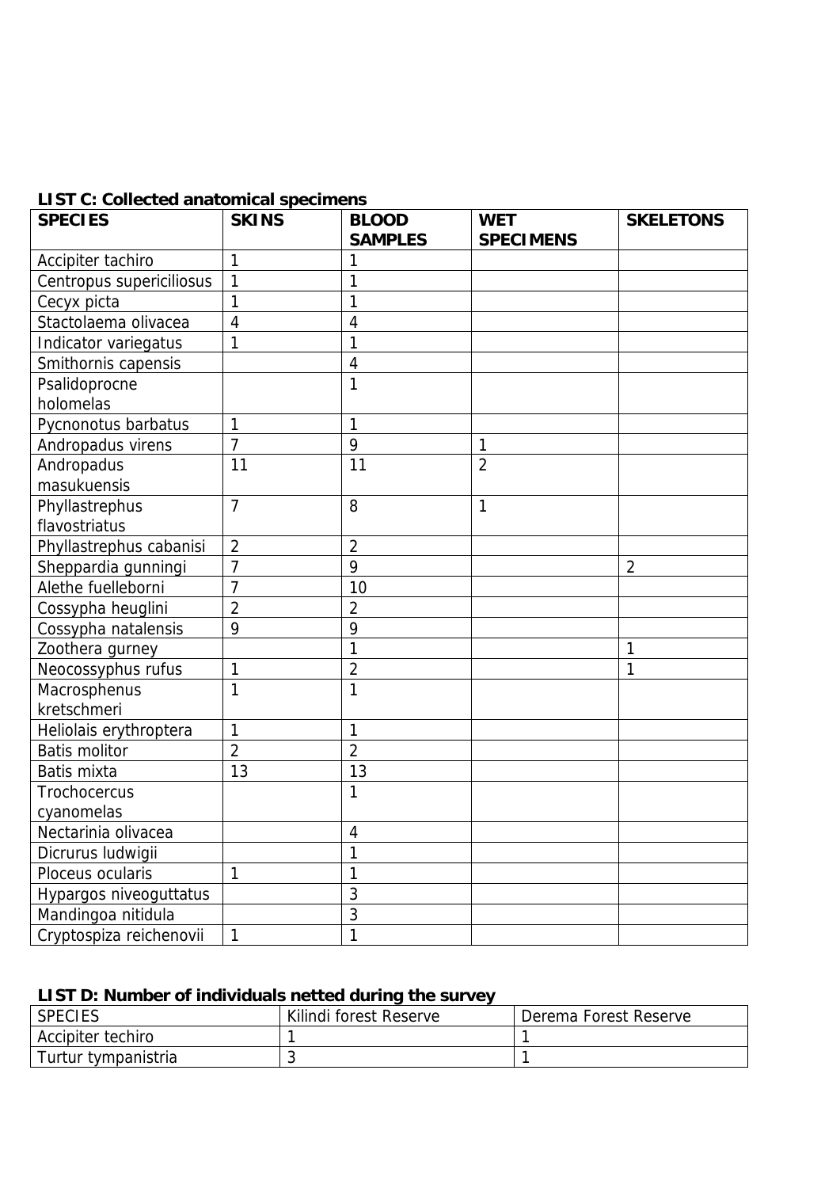**LIST C: Collected anatomical specimens**

| SPECIES | SKINS | BLOOD SAMPLES | WET SPECIMENS | SKELETONS |
|---|---|---|---|---|
| Accipiter tachiro | 1 | 1 | | |
| Centropus supericiliosus | 1 | 1 | | |
| Cecyx picta | 1 | 1 | | |
| Stactolaema olivacea | 4 | 4 | | |
| Indicator variegatus | 1 | 1 | | |
| Smithornis capensis | | 4 | | |
| Psalidoprocne holomelas | | 1 | | |
| Pycnonotus barbatus | 1 | 1 | | |
| Andropadus virens | 7 | 9 | 1 | |
| Andropadus masukuensis | 11 | 11 | 2 | |
| Phyllastrephus flavostriatus | 7 | 8 | 1 | |
| Phyllastrephus cabanisi | 2 | 2 | | |
| Sheppardia gunningi | 7 | 9 | | 2 |
| Alethe fuelleborni | 7 | 10 | | |
| Cossypha heuglini | 2 | 2 | | |
| Cossypha natalensis | 9 | 9 | | |
| Zoothera gurney | | 1 | | 1 |
| Neocossyphus rufus | 1 | 2 | | 1 |
| Macrosphenus kretschmeri | 1 | 1 | | |
| Heliolais erythroptera | 1 | 1 | | |
| Batis molitor | 2 | 2 | | |
| Batis mixta | 13 | 13 | | |
| Trochocercus cyanomelas | | 1 | | |
| Nectarinia olivacea | | 4 | | |
| Dicrurus ludwigii | | 1 | | |
| Ploceus ocularis | 1 | 1 | | |
| Hypargos niveoguttatus | | 3 | | |
| Mandingoa nitidula | | 3 | | |
| Cryptospiza reichenovii | 1 | 1 | | |

**LIST D: Number of individuals netted during the survey**

| SPECIES | Kilindi forest Reserve | Derema Forest Reserve |
|---|---|---|
| Accipiter techiro | 1 | 1 |
| Turtur tympanistria | 3 | 1 |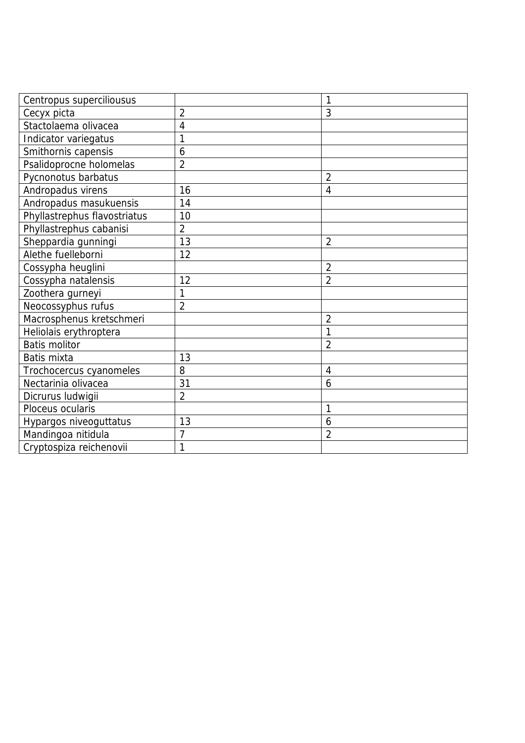| | | |
|---|---|---|
| Centropus superciliousus | | 1 |
| Cecyx picta | 2 | 3 |
| Stactolaema olivacea | 4 | |
| Indicator variegatus | 1 | |
| Smithornis capensis | 6 | |
| Psalidoprocne holomelas | 2 | |
| Pycnonotus barbatus | | 2 |
| Andropadus virens | 16 | 4 |
| Andropadus masukuensis | 14 | |
| Phyllastrephus flavostriatus | 10 | |
| Phyllastrephus cabanisi | 2 | |
| Sheppardia gunningi | 13 | 2 |
| Alethe fuelleborni | 12 | |
| Cossypha heuglini | | 2 |
| Cossypha natalensis | 12 | 2 |
| Zoothera gurneyi | 1 | |
| Neocossyphus rufus | 2 | |
| Macrosphenus kretschmeri | | 2 |
| Heliolais erythroptera | | 1 |
| Batis molitor | | 2 |
| Batis mixta | 13 | |
| Trochocercus cyanomeles | 8 | 4 |
| Nectarinia olivacea | 31 | 6 |
| Dicrurus ludwigii | 2 | |
| Ploceus ocularis | | 1 |
| Hypargos niveoguttatus | 13 | 6 |
| Mandingoa nitidula | 7 | 2 |
| Cryptospiza reichenovii | 1 | |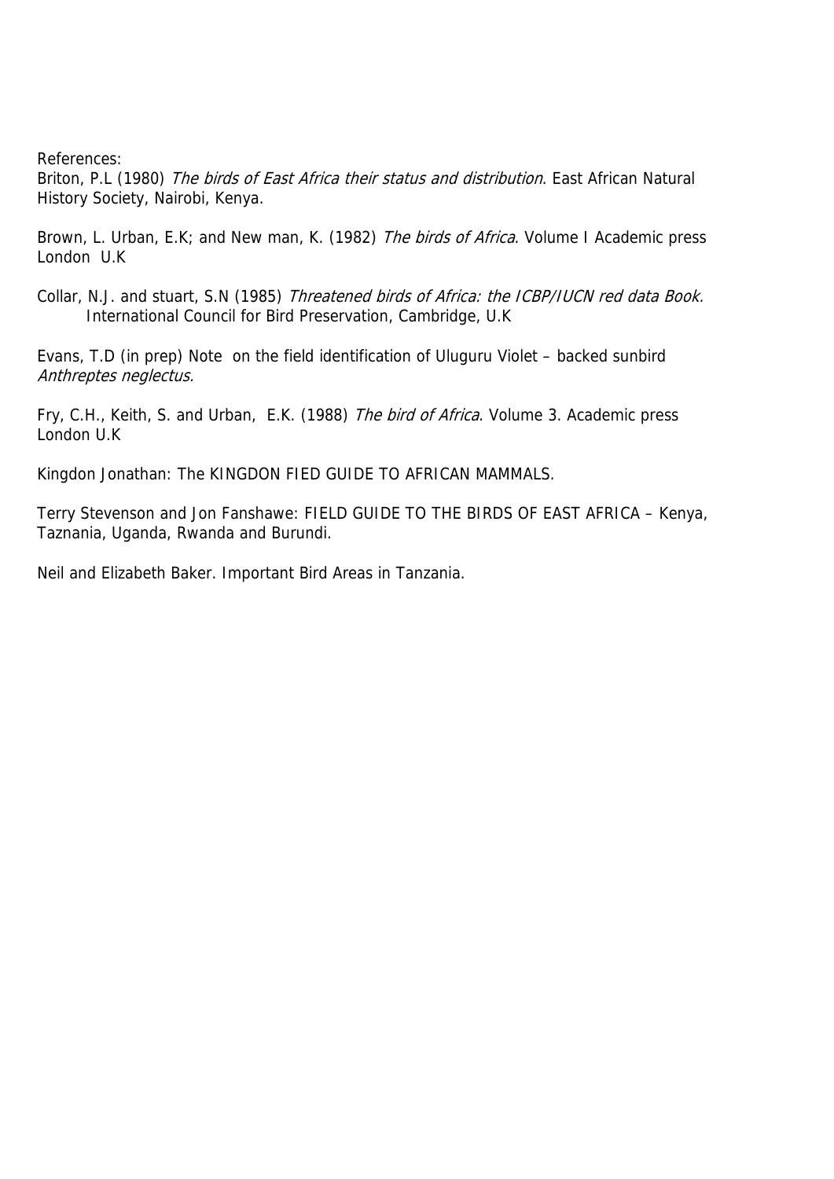References:

Briton, P.L (1980) *The birds of East Africa their status and distribution*. East African Natural History Society, Nairobi, Kenya.

Brown, L. Urban, E.K; and New man, K. (1982) *The birds of Africa*. Volume I Academic press London U.K

Collar, N.J. and stuart, S.N (1985) *Threatened birds of Africa: the ICBP/IUCN red data Book.* International Council for Bird Preservation, Cambridge, U.K

Evans, T.D (in prep) Note on the field identification of Uluguru Violet – backed sunbird *Anthreptes neglectus*.

Fry, C.H., Keith, S. and Urban, E.K. (1988) *The bird of Africa*. Volume 3. Academic press London U.K

Kingdon Jonathan: The KINGDON FIED GUIDE TO AFRICAN MAMMALS.

Terry Stevenson and Jon Fanshawe: FIELD GUIDE TO THE BIRDS OF EAST AFRICA – Kenya, Taznania, Uganda, Rwanda and Burundi.

Neil and Elizabeth Baker. Important Bird Areas in Tanzania.